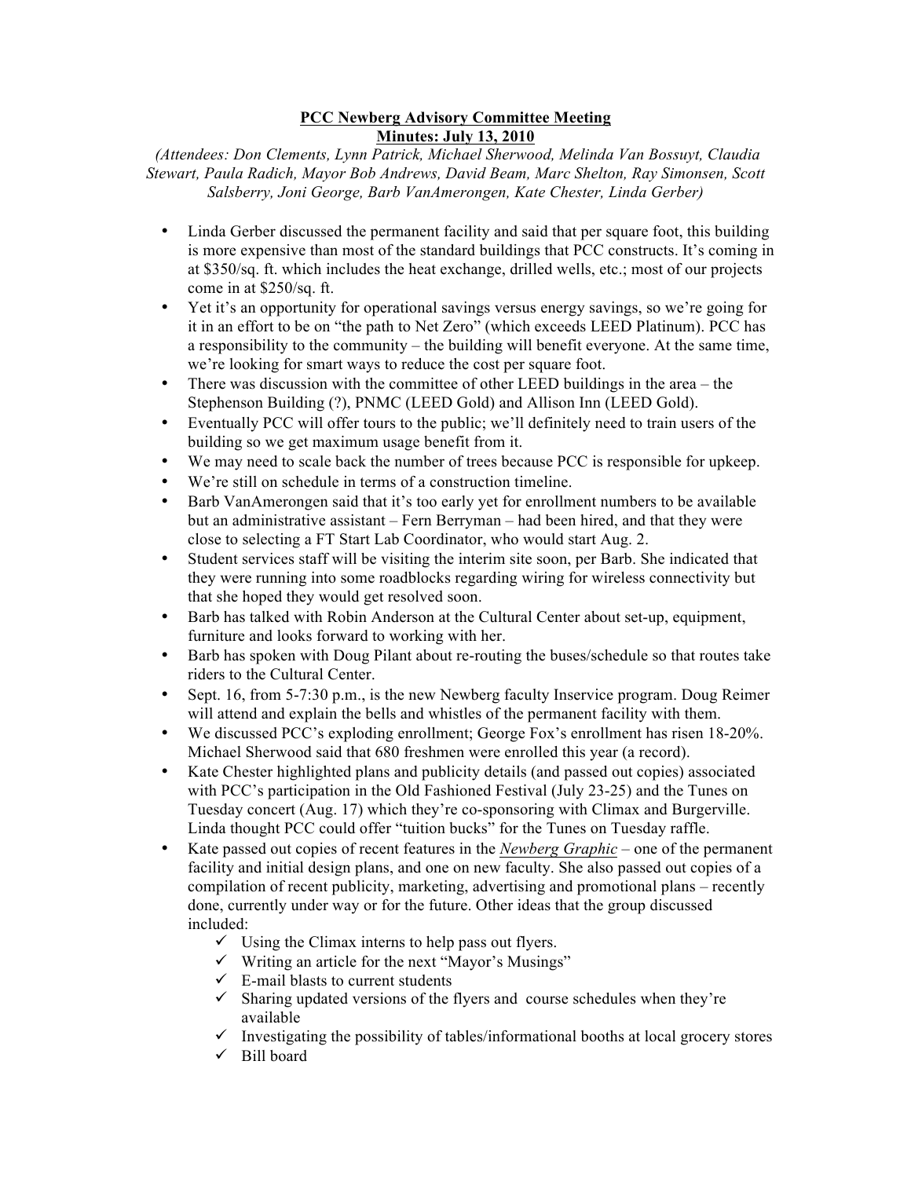# PCC Newberg Advisory Committee Meeting

## Minutes: July 13, 2010

*(Attendees: Don Clements, Lynn Patrick, Michael Sherwood, Melinda Van Bossuyt, Claudia Stewart, Paula Radich, Mayor Bob Andrews, David Beam, Marc Shelton, Ray Simonsen, Scott Salsberry, Joni George, Barb VanAmerongen, Kate Chester, Linda Gerber)*

- Linda Gerber discussed the permanent facility and said that per square foot, this building is more expensive than most of the standard buildings that PCC constructs. It's coming in at $350/sq. ft. which includes the heat exchange, drilled wells, etc.; most of our projects come in at $250/sq. ft.
- Yet it's an opportunity for operational savings versus energy savings, so we're going for it in an effort to be on "the path to Net Zero" (which exceeds LEED Platinum). PCC has a responsibility to the community – the building will benefit everyone. At the same time, we're looking for smart ways to reduce the cost per square foot.
- There was discussion with the committee of other LEED buildings in the area – the Stephenson Building (?), PNMC (LEED Gold) and Allison Inn (LEED Gold).
- Eventually PCC will offer tours to the public; we'll definitely need to train users of the building so we get maximum usage benefit from it.
- We may need to scale back the number of trees because PCC is responsible for upkeep.
- We're still on schedule in terms of a construction timeline.
- Barb VanAmerongen said that it's too early yet for enrollment numbers to be available but an administrative assistant – Fern Berryman – had been hired, and that they were close to selecting a FT Start Lab Coordinator, who would start Aug. 2.
- Student services staff will be visiting the interim site soon, per Barb. She indicated that they were running into some roadblocks regarding wiring for wireless connectivity but that she hoped they would get resolved soon.
- Barb has talked with Robin Anderson at the Cultural Center about set-up, equipment, furniture and looks forward to working with her.
- Barb has spoken with Doug Pilant about re-routing the buses/schedule so that routes take riders to the Cultural Center.
- Sept. 16, from 5-7:30 p.m., is the new Newberg faculty Inservice program. Doug Reimer will attend and explain the bells and whistles of the permanent facility with them.
- We discussed PCC's exploding enrollment; George Fox's enrollment has risen 18-20%. Michael Sherwood said that 680 freshmen were enrolled this year (a record).
- Kate Chester highlighted plans and publicity details (and passed out copies) associated with PCC's participation in the Old Fashioned Festival (July 23-25) and the Tunes on Tuesday concert (Aug. 17) which they're co-sponsoring with Climax and Burgerville. Linda thought PCC could offer "tuition bucks" for the Tunes on Tuesday raffle.
- Kate passed out copies of recent features in the *Newberg Graphic* – one of the permanent facility and initial design plans, and one on new faculty. She also passed out copies of a compilation of recent publicity, marketing, advertising and promotional plans – recently done, currently under way or for the future. Other ideas that the group discussed included:
  - ✓ Using the Climax interns to help pass out flyers.
  - ✓ Writing an article for the next "Mayor's Musings"
  - ✓ E-mail blasts to current students
  - ✓ Sharing updated versions of the flyers and course schedules when they're available
  - ✓ Investigating the possibility of tables/informational booths at local grocery stores
  - ✓ Bill board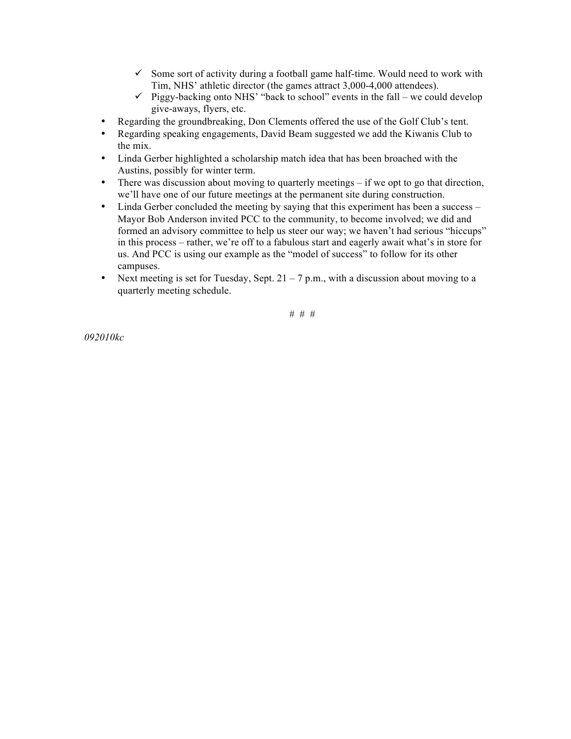- ✓ Some sort of activity during a football game half-time. Would need to work with Tim, NHS' athletic director (the games attract 3,000-4,000 attendees).
    - ✓ Piggy-backing onto NHS' "back to school" events in the fall – we could develop give-aways, flyers, etc.
- Regarding the groundbreaking, Don Clements offered the use of the Golf Club's tent.
- Regarding speaking engagements, David Beam suggested we add the Kiwanis Club to the mix.
- Linda Gerber highlighted a scholarship match idea that has been broached with the Austins, possibly for winter term.
- There was discussion about moving to quarterly meetings – if we opt to go that direction, we'll have one of our future meetings at the permanent site during construction.
- Linda Gerber concluded the meeting by saying that this experiment has been a success – Mayor Bob Anderson invited PCC to the community, to become involved; we did and formed an advisory committee to help us steer our way; we haven't had serious "hiccups" in this process – rather, we're off to a fabulous start and eagerly await what's in store for us. And PCC is using our example as the "model of success" to follow for its other campuses.
- Next meeting is set for Tuesday, Sept. 21 – 7 p.m., with a discussion about moving to a quarterly meeting schedule.

# # #

*092010kc*